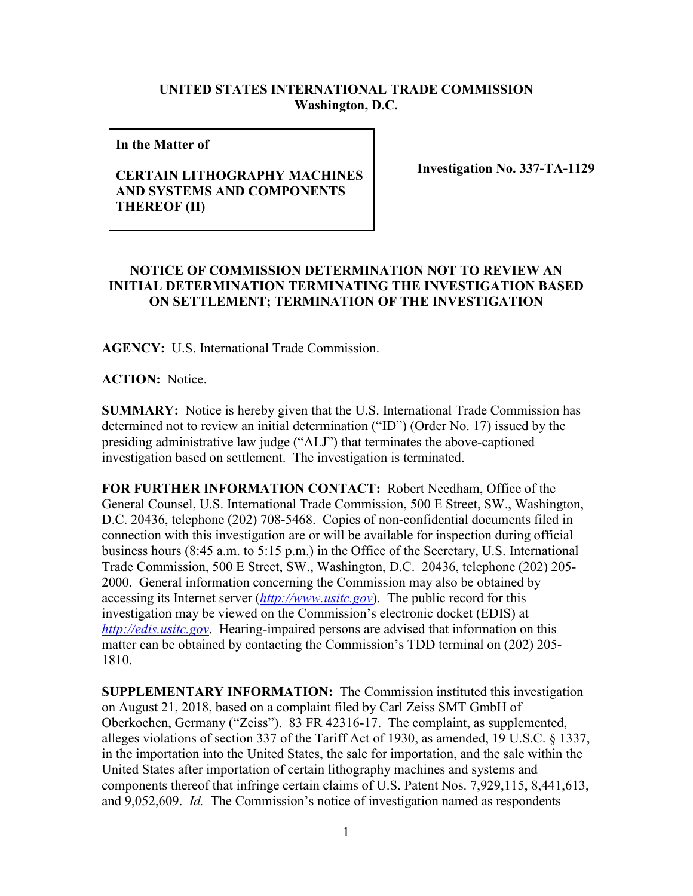**UNITED STATES INTERNATIONAL TRADE COMMISSION**
**Washington, D.C.**

| | |
|---|---|
| **In the Matter of**<br><br>**CERTAIN LITHOGRAPHY MACHINES AND SYSTEMS AND COMPONENTS THEREOF (II)** | **Investigation No. 337-TA-1129** |

**NOTICE OF COMMISSION DETERMINATION NOT TO REVIEW AN INITIAL DETERMINATION TERMINATING THE INVESTIGATION BASED ON SETTLEMENT; TERMINATION OF THE INVESTIGATION**

**AGENCY:** U.S. International Trade Commission.

**ACTION:** Notice.

**SUMMARY:** Notice is hereby given that the U.S. International Trade Commission has determined not to review an initial determination ("ID") (Order No. 17) issued by the presiding administrative law judge ("ALJ") that terminates the above-captioned investigation based on settlement. The investigation is terminated.

**FOR FURTHER INFORMATION CONTACT:** Robert Needham, Office of the General Counsel, U.S. International Trade Commission, 500 E Street, SW., Washington, D.C. 20436, telephone (202) 708-5468. Copies of non-confidential documents filed in connection with this investigation are or will be available for inspection during official business hours (8:45 a.m. to 5:15 p.m.) in the Office of the Secretary, U.S. International Trade Commission, 500 E Street, SW., Washington, D.C. 20436, telephone (202) 205-2000. General information concerning the Commission may also be obtained by accessing its Internet server (*http://www.usitc.gov*). The public record for this investigation may be viewed on the Commission's electronic docket (EDIS) at *http://edis.usitc.gov*. Hearing-impaired persons are advised that information on this matter can be obtained by contacting the Commission's TDD terminal on (202) 205-1810.

**SUPPLEMENTARY INFORMATION:** The Commission instituted this investigation on August 21, 2018, based on a complaint filed by Carl Zeiss SMT GmbH of Oberkochen, Germany ("Zeiss"). 83 FR 42316-17. The complaint, as supplemented, alleges violations of section 337 of the Tariff Act of 1930, as amended, 19 U.S.C. § 1337, in the importation into the United States, the sale for importation, and the sale within the United States after importation of certain lithography machines and systems and components thereof that infringe certain claims of U.S. Patent Nos. 7,929,115, 8,441,613, and 9,052,609. *Id.* The Commission's notice of investigation named as respondents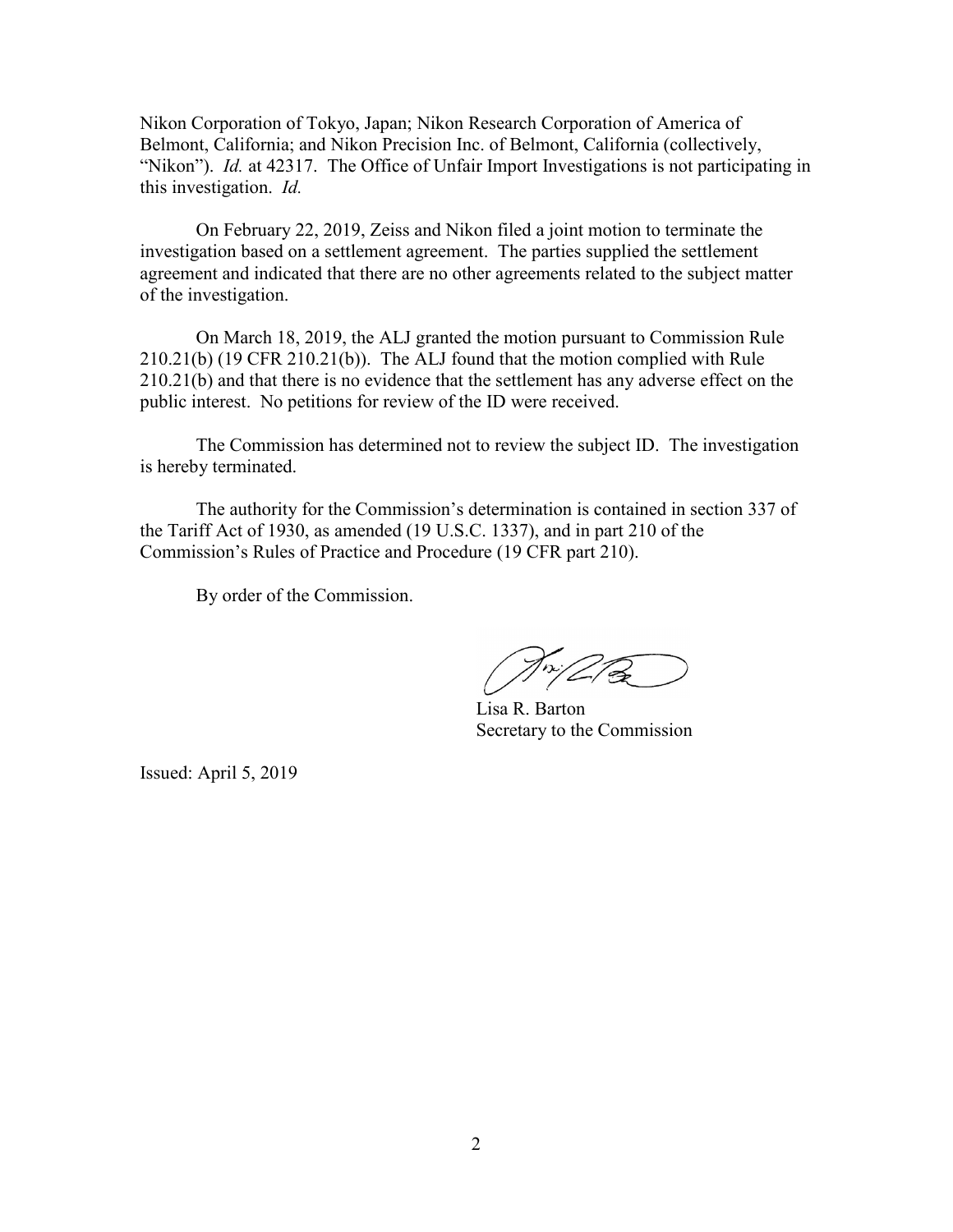Nikon Corporation of Tokyo, Japan; Nikon Research Corporation of America of Belmont, California; and Nikon Precision Inc. of Belmont, California (collectively, "Nikon"). *Id.* at 42317. The Office of Unfair Import Investigations is not participating in this investigation. *Id.*

On February 22, 2019, Zeiss and Nikon filed a joint motion to terminate the investigation based on a settlement agreement. The parties supplied the settlement agreement and indicated that there are no other agreements related to the subject matter of the investigation.

On March 18, 2019, the ALJ granted the motion pursuant to Commission Rule 210.21(b) (19 CFR 210.21(b)). The ALJ found that the motion complied with Rule 210.21(b) and that there is no evidence that the settlement has any adverse effect on the public interest. No petitions for review of the ID were received.

The Commission has determined not to review the subject ID. The investigation is hereby terminated.

The authority for the Commission's determination is contained in section 337 of the Tariff Act of 1930, as amended (19 U.S.C. 1337), and in part 210 of the Commission's Rules of Practice and Procedure (19 CFR part 210).

By order of the Commission.

Lisa R. Barton
Secretary to the Commission

Issued: April 5, 2019